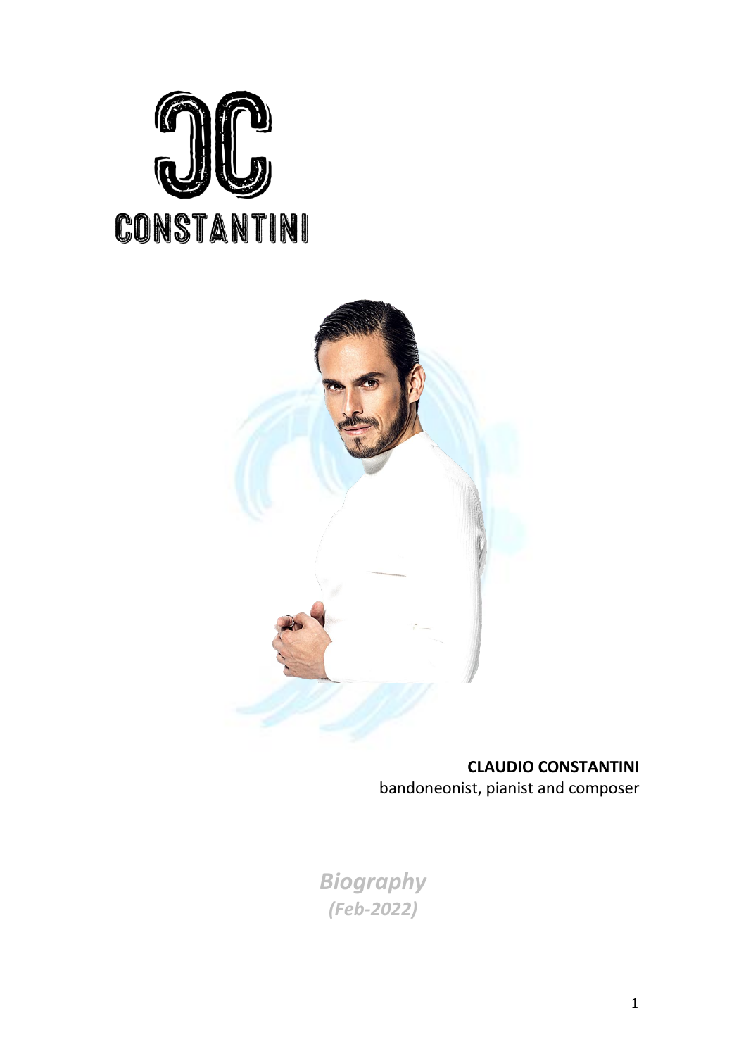CONSTANTINI

**CLAUDIO CONSTANTINI**
bandoneonist, pianist and composer

***Biography***
***(Feb-2022)***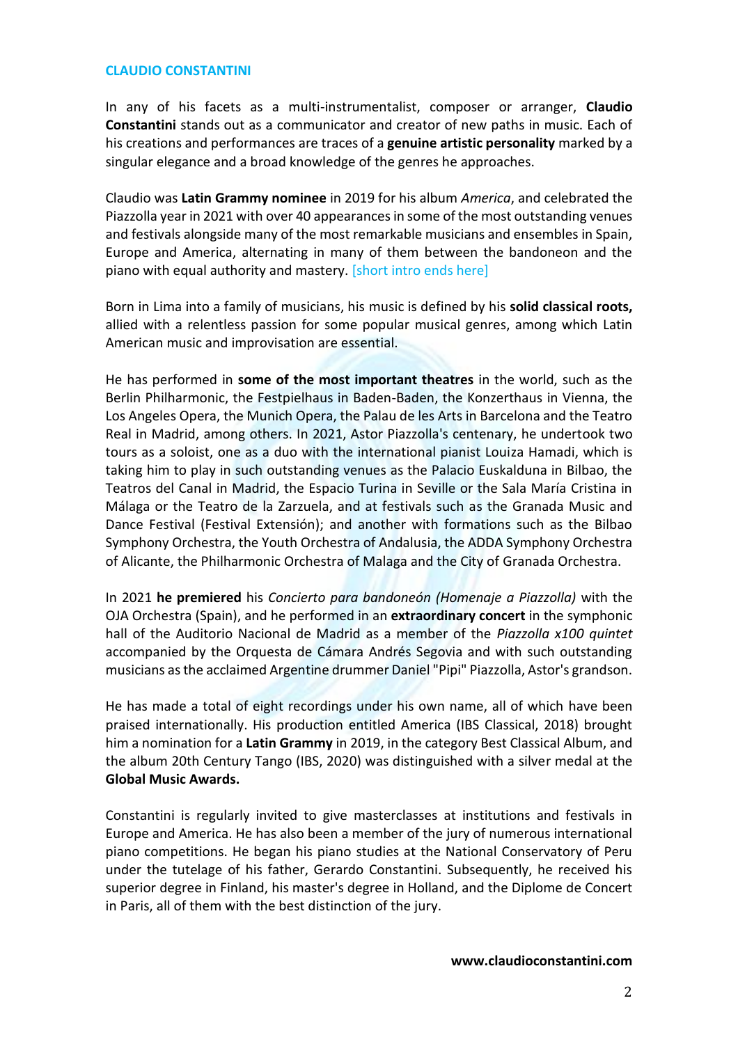## CLAUDIO CONSTANTINI

In any of his facets as a multi-instrumentalist, composer or arranger, **Claudio Constantini** stands out as a communicator and creator of new paths in music. Each of his creations and performances are traces of a **genuine artistic personality** marked by a singular elegance and a broad knowledge of the genres he approaches.

Claudio was **Latin Grammy nominee** in 2019 for his album *America*, and celebrated the Piazzolla year in 2021 with over 40 appearances in some of the most outstanding venues and festivals alongside many of the most remarkable musicians and ensembles in Spain, Europe and America, alternating in many of them between the bandoneon and the piano with equal authority and mastery. [short intro ends here]

Born in Lima into a family of musicians, his music is defined by his **solid classical roots,** allied with a relentless passion for some popular musical genres, among which Latin American music and improvisation are essential.

He has performed in **some of the most important theatres** in the world, such as the Berlin Philharmonic, the Festpielhaus in Baden-Baden, the Konzerthaus in Vienna, the Los Angeles Opera, the Munich Opera, the Palau de les Arts in Barcelona and the Teatro Real in Madrid, among others. In 2021, Astor Piazzolla's centenary, he undertook two tours as a soloist, one as a duo with the international pianist Louiza Hamadi, which is taking him to play in such outstanding venues as the Palacio Euskalduna in Bilbao, the Teatros del Canal in Madrid, the Espacio Turina in Seville or the Sala María Cristina in Málaga or the Teatro de la Zarzuela, and at festivals such as the Granada Music and Dance Festival (Festival Extensión); and another with formations such as the Bilbao Symphony Orchestra, the Youth Orchestra of Andalusia, the ADDA Symphony Orchestra of Alicante, the Philharmonic Orchestra of Malaga and the City of Granada Orchestra.

In 2021 **he premiered** his *Concierto para bandoneón (Homenaje a Piazzolla)* with the OJA Orchestra (Spain), and he performed in an **extraordinary concert** in the symphonic hall of the Auditorio Nacional de Madrid as a member of the *Piazzolla x100 quintet* accompanied by the Orquesta de Cámara Andrés Segovia and with such outstanding musicians as the acclaimed Argentine drummer Daniel "Pipi" Piazzolla, Astor's grandson.

He has made a total of eight recordings under his own name, all of which have been praised internationally. His production entitled America (IBS Classical, 2018) brought him a nomination for a **Latin Grammy** in 2019, in the category Best Classical Album, and the album 20th Century Tango (IBS, 2020) was distinguished with a silver medal at the **Global Music Awards.**

Constantini is regularly invited to give masterclasses at institutions and festivals in Europe and America. He has also been a member of the jury of numerous international piano competitions. He began his piano studies at the National Conservatory of Peru under the tutelage of his father, Gerardo Constantini. Subsequently, he received his superior degree in Finland, his master's degree in Holland, and the Diplome de Concert in Paris, all of them with the best distinction of the jury.

**www.claudioconstantini.com**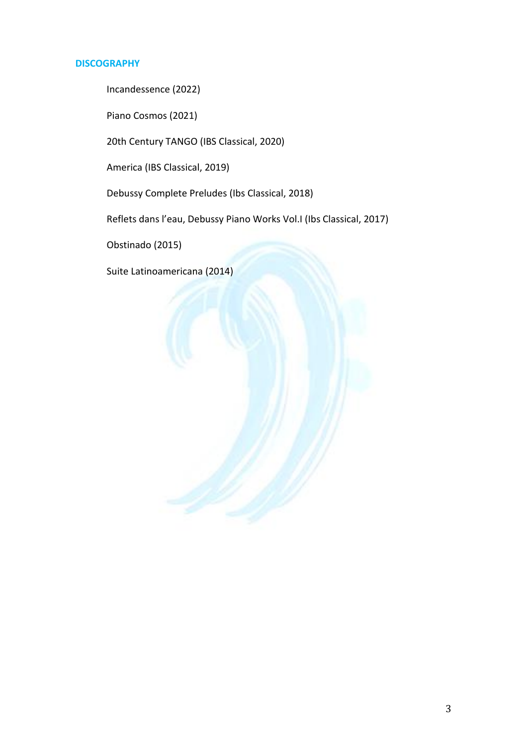## DISCOGRAPHY

Incandessence (2022)

Piano Cosmos (2021)

20th Century TANGO (IBS Classical, 2020)

America (IBS Classical, 2019)

Debussy Complete Preludes (Ibs Classical, 2018)

Reflets dans l'eau, Debussy Piano Works Vol.I (Ibs Classical, 2017)

Obstinado (2015)

Suite Latinoamericana (2014)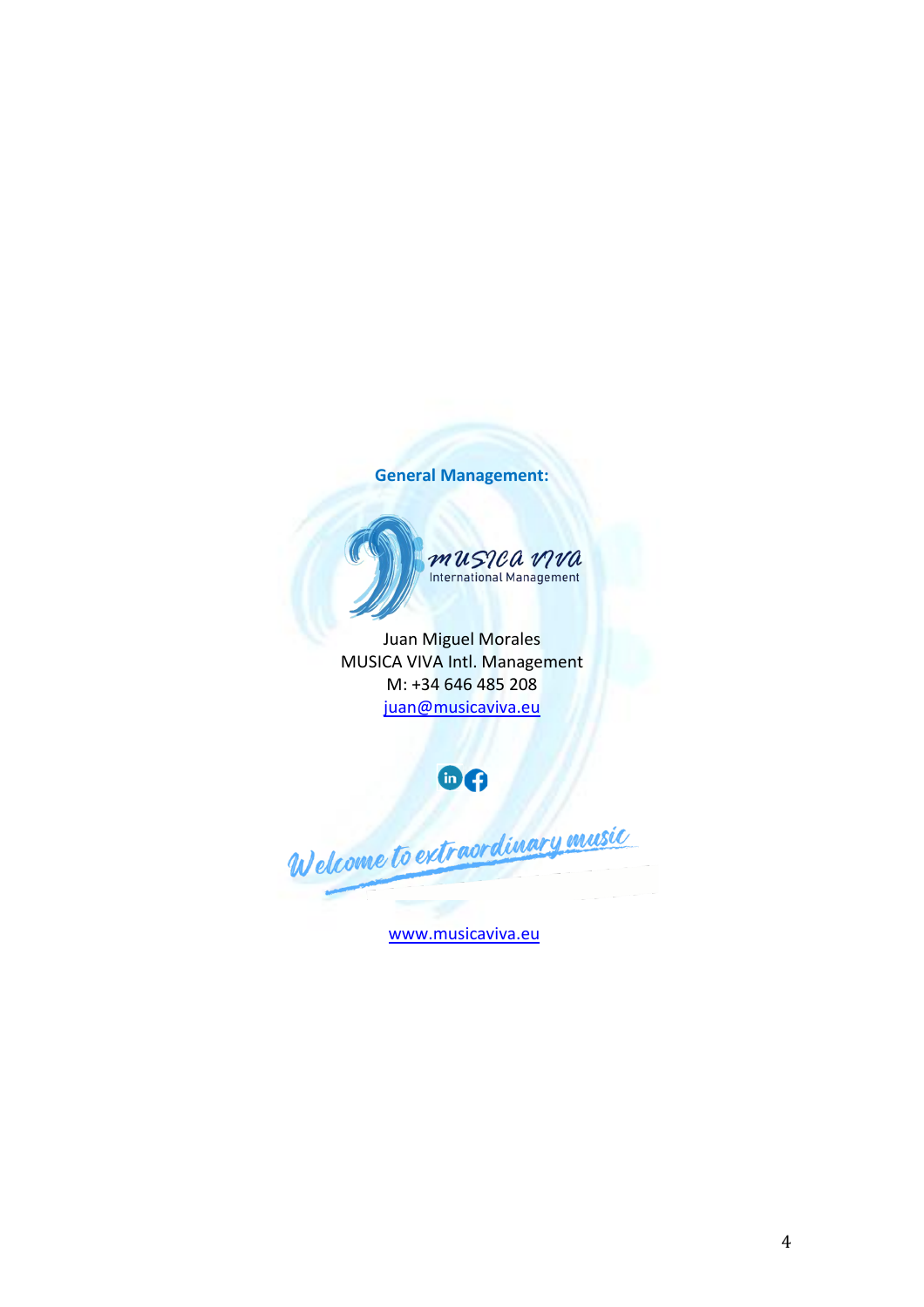**General Management:**

MUSICA VIVA
International Management

Juan Miguel Morales
MUSICA VIVA Intl. Management
M: +34 646 485 208
juan@musicaviva.eu

Welcome to extraordinary music

www.musicaviva.eu